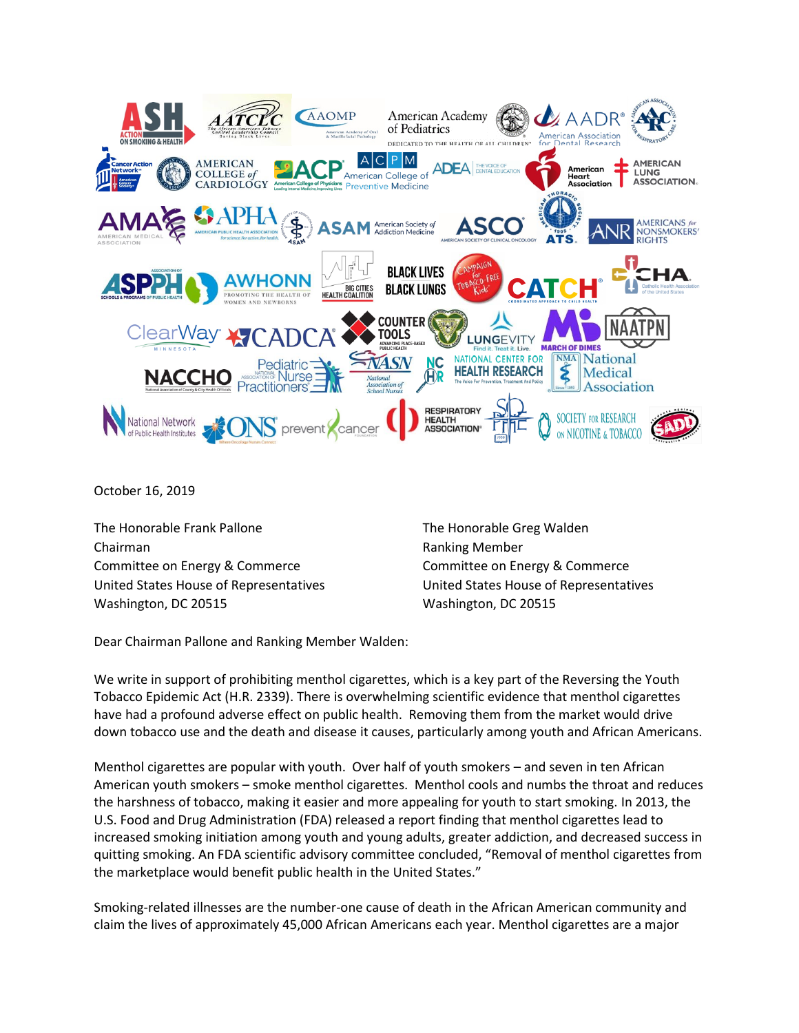October 16, 2019

The Honorable Frank Pallone
Chairman
Committee on Energy & Commerce
United States House of Representatives
Washington, DC 20515

The Honorable Greg Walden
Ranking Member
Committee on Energy & Commerce
United States House of Representatives
Washington, DC 20515

Dear Chairman Pallone and Ranking Member Walden:

We write in support of prohibiting menthol cigarettes, which is a key part of the Reversing the Youth Tobacco Epidemic Act (H.R. 2339). There is overwhelming scientific evidence that menthol cigarettes have had a profound adverse effect on public health. Removing them from the market would drive down tobacco use and the death and disease it causes, particularly among youth and African Americans.

Menthol cigarettes are popular with youth. Over half of youth smokers – and seven in ten African American youth smokers – smoke menthol cigarettes. Menthol cools and numbs the throat and reduces the harshness of tobacco, making it easier and more appealing for youth to start smoking. In 2013, the U.S. Food and Drug Administration (FDA) released a report finding that menthol cigarettes lead to increased smoking initiation among youth and young adults, greater addiction, and decreased success in quitting smoking. An FDA scientific advisory committee concluded, "Removal of menthol cigarettes from the marketplace would benefit public health in the United States."

Smoking-related illnesses are the number-one cause of death in the African American community and claim the lives of approximately 45,000 African Americans each year. Menthol cigarettes are a major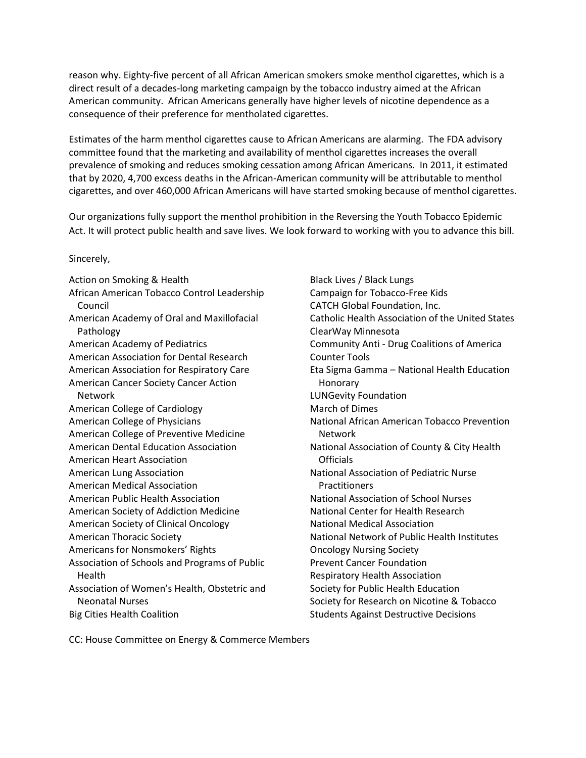reason why. Eighty-five percent of all African American smokers smoke menthol cigarettes, which is a direct result of a decades-long marketing campaign by the tobacco industry aimed at the African American community. African Americans generally have higher levels of nicotine dependence as a consequence of their preference for mentholated cigarettes.

Estimates of the harm menthol cigarettes cause to African Americans are alarming. The FDA advisory committee found that the marketing and availability of menthol cigarettes increases the overall prevalence of smoking and reduces smoking cessation among African Americans. In 2011, it estimated that by 2020, 4,700 excess deaths in the African-American community will be attributable to menthol cigarettes, and over 460,000 African Americans will have started smoking because of menthol cigarettes.

Our organizations fully support the menthol prohibition in the Reversing the Youth Tobacco Epidemic Act. It will protect public health and save lives. We look forward to working with you to advance this bill.

Sincerely,

Action on Smoking & Health
African American Tobacco Control Leadership Council
American Academy of Oral and Maxillofacial Pathology
American Academy of Pediatrics
American Association for Dental Research
American Association for Respiratory Care
American Cancer Society Cancer Action Network
American College of Cardiology
American College of Physicians
American College of Preventive Medicine
American Dental Education Association
American Heart Association
American Lung Association
American Medical Association
American Public Health Association
American Society of Addiction Medicine
American Society of Clinical Oncology
American Thoracic Society
Americans for Nonsmokers' Rights
Association of Schools and Programs of Public Health
Association of Women's Health, Obstetric and Neonatal Nurses
Big Cities Health Coalition
Black Lives / Black Lungs
Campaign for Tobacco-Free Kids
CATCH Global Foundation, Inc.
Catholic Health Association of the United States
ClearWay Minnesota
Community Anti - Drug Coalitions of America
Counter Tools
Eta Sigma Gamma – National Health Education Honorary
LUNGevity Foundation
March of Dimes
National African American Tobacco Prevention Network
National Association of County & City Health Officials
National Association of Pediatric Nurse Practitioners
National Association of School Nurses
National Center for Health Research
National Medical Association
National Network of Public Health Institutes
Oncology Nursing Society
Prevent Cancer Foundation
Respiratory Health Association
Society for Public Health Education
Society for Research on Nicotine & Tobacco
Students Against Destructive Decisions

CC: House Committee on Energy & Commerce Members